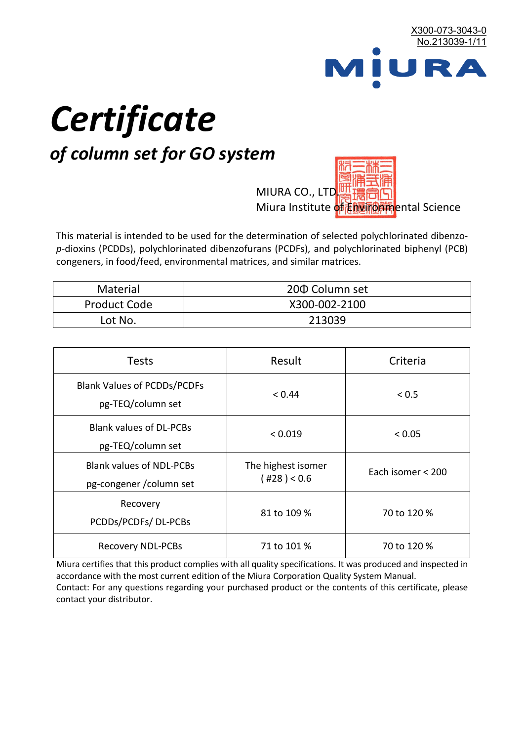X300-073-3043-0
No.213039-1/11

MIURA

# Certificate

## *of column set for GO system*

MIURA CO., LTD.
Miura Institute of Environmental Science

This material is intended to be used for the determination of selected polychlorinated dibenzo-*p*-dioxins (PCDDs), polychlorinated dibenzofurans (PCDFs), and polychlorinated biphenyl (PCB) congeners, in food/feed, environmental matrices, and similar matrices.

| Material | 20Φ Column set |
|---|---|
| Product Code | X300-002-2100 |
| Lot No. | 213039 |

| Tests | Result | Criteria |
|---|---|---|
| Blank Values of PCDDs/PCDFs pg-TEQ/column set | < 0.44 | < 0.5 |
| Blank values of DL-PCBs pg-TEQ/column set | < 0.019 | < 0.05 |
| Blank values of NDL-PCBs pg-congener /column set | The highest isomer ( #28 ) < 0.6 | Each isomer < 200 |
| Recovery PCDDs/PCDFs/ DL-PCBs | 81 to 109 % | 70 to 120 % |
| Recovery NDL-PCBs | 71 to 101 % | 70 to 120 % |

Miura certifies that this product complies with all quality specifications. It was produced and inspected in accordance with the most current edition of the Miura Corporation Quality System Manual.
Contact: For any questions regarding your purchased product or the contents of this certificate, please contact your distributor.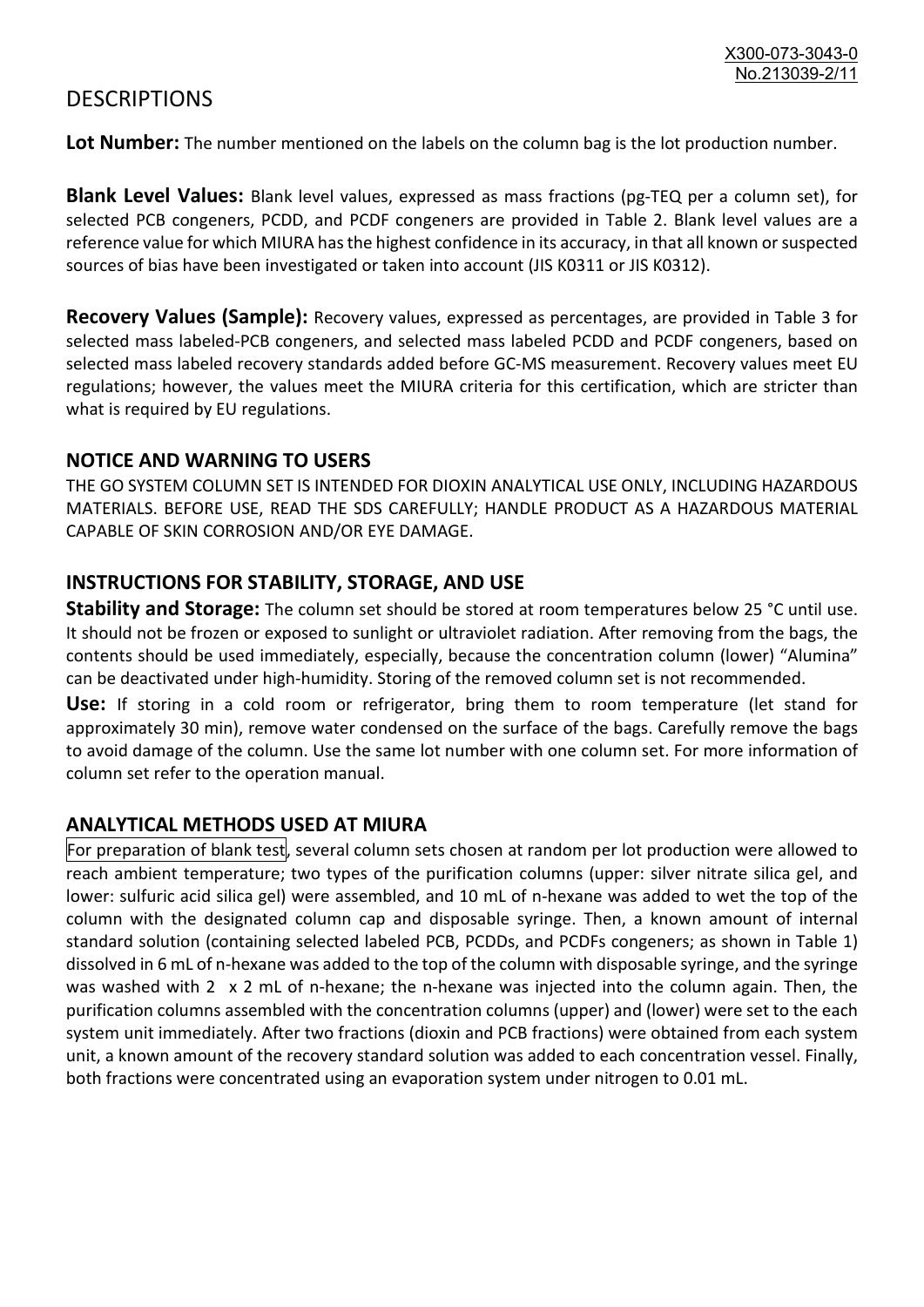# DESCRIPTIONS

**Lot Number:** The number mentioned on the labels on the column bag is the lot production number.

**Blank Level Values:** Blank level values, expressed as mass fractions (pg-TEQ per a column set), for selected PCB congeners, PCDD, and PCDF congeners are provided in Table 2. Blank level values are a reference value for which MIURA has the highest confidence in its accuracy, in that all known or suspected sources of bias have been investigated or taken into account (JIS K0311 or JIS K0312).

**Recovery Values (Sample):** Recovery values, expressed as percentages, are provided in Table 3 for selected mass labeled-PCB congeners, and selected mass labeled PCDD and PCDF congeners, based on selected mass labeled recovery standards added before GC-MS measurement. Recovery values meet EU regulations; however, the values meet the MIURA criteria for this certification, which are stricter than what is required by EU regulations.

## NOTICE AND WARNING TO USERS

THE GO SYSTEM COLUMN SET IS INTENDED FOR DIOXIN ANALYTICAL USE ONLY, INCLUDING HAZARDOUS MATERIALS. BEFORE USE, READ THE SDS CAREFULLY; HANDLE PRODUCT AS A HAZARDOUS MATERIAL CAPABLE OF SKIN CORROSION AND/OR EYE DAMAGE.

## INSTRUCTIONS FOR STABILITY, STORAGE, AND USE

**Stability and Storage:** The column set should be stored at room temperatures below 25 °C until use. It should not be frozen or exposed to sunlight or ultraviolet radiation. After removing from the bags, the contents should be used immediately, especially, because the concentration column (lower) "Alumina" can be deactivated under high-humidity. Storing of the removed column set is not recommended.

**Use:** If storing in a cold room or refrigerator, bring them to room temperature (let stand for approximately 30 min), remove water condensed on the surface of the bags. Carefully remove the bags to avoid damage of the column. Use the same lot number with one column set. For more information of column set refer to the operation manual.

## ANALYTICAL METHODS USED AT MIURA

For preparation of blank test, several column sets chosen at random per lot production were allowed to reach ambient temperature; two types of the purification columns (upper: silver nitrate silica gel, and lower: sulfuric acid silica gel) were assembled, and 10 mL of n-hexane was added to wet the top of the column with the designated column cap and disposable syringe. Then, a known amount of internal standard solution (containing selected labeled PCB, PCDDs, and PCDFs congeners; as shown in Table 1) dissolved in 6 mL of n-hexane was added to the top of the column with disposable syringe, and the syringe was washed with 2 x 2 mL of n-hexane; the n-hexane was injected into the column again. Then, the purification columns assembled with the concentration columns (upper) and (lower) were set to the each system unit immediately. After two fractions (dioxin and PCB fractions) were obtained from each system unit, a known amount of the recovery standard solution was added to each concentration vessel. Finally, both fractions were concentrated using an evaporation system under nitrogen to 0.01 mL.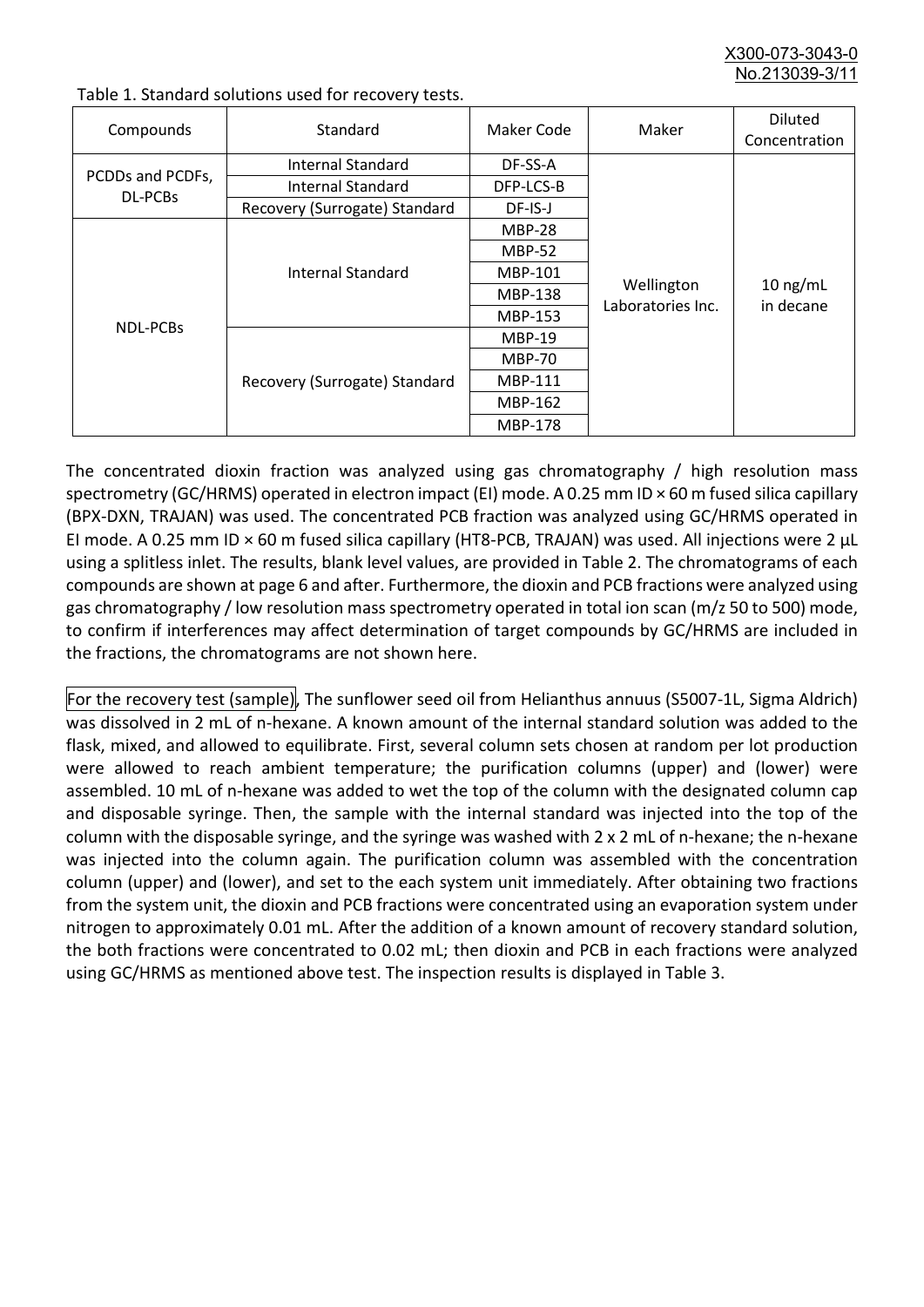Table 1. Standard solutions used for recovery tests.

| Compounds | Standard | Maker Code | Maker | Diluted Concentration |
|---|---|---|---|---|
| PCDDs and PCDFs, DL-PCBs | Internal Standard | DF-SS-A | Wellington Laboratories Inc. | 10 ng/mL in decane |
| | Internal Standard | DFP-LCS-B | | |
| | Recovery (Surrogate) Standard | DF-IS-J | | |
| NDL-PCBs | Internal Standard | MBP-28 | | |
| | | MBP-52 | | |
| | | MBP-101 | | |
| | | MBP-138 | | |
| | | MBP-153 | | |
| | Recovery (Surrogate) Standard | MBP-19 | | |
| | | MBP-70 | | |
| | | MBP-111 | | |
| | | MBP-162 | | |
| | | MBP-178 | | |

The concentrated dioxin fraction was analyzed using gas chromatography / high resolution mass spectrometry (GC/HRMS) operated in electron impact (EI) mode. A 0.25 mm ID × 60 m fused silica capillary (BPX-DXN, TRAJAN) was used. The concentrated PCB fraction was analyzed using GC/HRMS operated in EI mode. A 0.25 mm ID × 60 m fused silica capillary (HT8-PCB, TRAJAN) was used. All injections were 2 μL using a splitless inlet. The results, blank level values, are provided in Table 2. The chromatograms of each compounds are shown at page 6 and after. Furthermore, the dioxin and PCB fractions were analyzed using gas chromatography / low resolution mass spectrometry operated in total ion scan (m/z 50 to 500) mode, to confirm if interferences may affect determination of target compounds by GC/HRMS are included in the fractions, the chromatograms are not shown here.

For the recovery test (sample), The sunflower seed oil from Helianthus annuus (S5007-1L, Sigma Aldrich) was dissolved in 2 mL of n-hexane. A known amount of the internal standard solution was added to the flask, mixed, and allowed to equilibrate. First, several column sets chosen at random per lot production were allowed to reach ambient temperature; the purification columns (upper) and (lower) were assembled. 10 mL of n-hexane was added to wet the top of the column with the designated column cap and disposable syringe. Then, the sample with the internal standard was injected into the top of the column with the disposable syringe, and the syringe was washed with 2 x 2 mL of n-hexane; the n-hexane was injected into the column again. The purification column was assembled with the concentration column (upper) and (lower), and set to the each system unit immediately. After obtaining two fractions from the system unit, the dioxin and PCB fractions were concentrated using an evaporation system under nitrogen to approximately 0.01 mL. After the addition of a known amount of recovery standard solution, the both fractions were concentrated to 0.02 mL; then dioxin and PCB in each fractions were analyzed using GC/HRMS as mentioned above test. The inspection results is displayed in Table 3.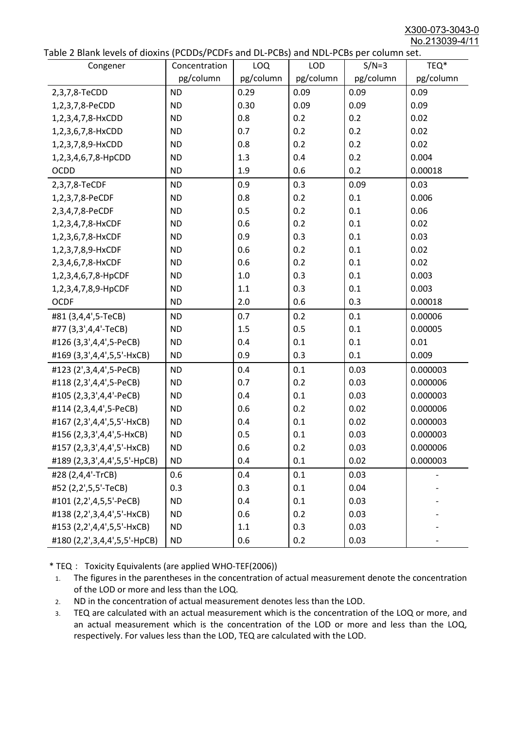X300-073-3043-0
No.213039-4/11

Table 2 Blank levels of dioxins (PCDDs/PCDFs and DL-PCBs) and NDL-PCBs per column set.

| Congener | Concentration pg/column | LOQ pg/column | LOD pg/column | S/N=3 pg/column | TEQ* pg/column |
|---|---|---|---|---|---|
| 2,3,7,8-TeCDD | ND | 0.29 | 0.09 | 0.09 | 0.09 |
| 1,2,3,7,8-PeCDD | ND | 0.30 | 0.09 | 0.09 | 0.09 |
| 1,2,3,4,7,8-HxCDD | ND | 0.8 | 0.2 | 0.2 | 0.02 |
| 1,2,3,6,7,8-HxCDD | ND | 0.7 | 0.2 | 0.2 | 0.02 |
| 1,2,3,7,8,9-HxCDD | ND | 0.8 | 0.2 | 0.2 | 0.02 |
| 1,2,3,4,6,7,8-HpCDD | ND | 1.3 | 0.4 | 0.2 | 0.004 |
| OCDD | ND | 1.9 | 0.6 | 0.2 | 0.00018 |
| 2,3,7,8-TeCDF | ND | 0.9 | 0.3 | 0.09 | 0.03 |
| 1,2,3,7,8-PeCDF | ND | 0.8 | 0.2 | 0.1 | 0.006 |
| 2,3,4,7,8-PeCDF | ND | 0.5 | 0.2 | 0.1 | 0.06 |
| 1,2,3,4,7,8-HxCDF | ND | 0.6 | 0.2 | 0.1 | 0.02 |
| 1,2,3,6,7,8-HxCDF | ND | 0.9 | 0.3 | 0.1 | 0.03 |
| 1,2,3,7,8,9-HxCDF | ND | 0.6 | 0.2 | 0.1 | 0.02 |
| 2,3,4,6,7,8-HxCDF | ND | 0.6 | 0.2 | 0.1 | 0.02 |
| 1,2,3,4,6,7,8-HpCDF | ND | 1.0 | 0.3 | 0.1 | 0.003 |
| 1,2,3,4,7,8,9-HpCDF | ND | 1.1 | 0.3 | 0.1 | 0.003 |
| OCDF | ND | 2.0 | 0.6 | 0.3 | 0.00018 |
| #81 (3,4,4',5-TeCB) | ND | 0.7 | 0.2 | 0.1 | 0.00006 |
| #77 (3,3',4,4'-TeCB) | ND | 1.5 | 0.5 | 0.1 | 0.00005 |
| #126 (3,3',4,4',5-PeCB) | ND | 0.4 | 0.1 | 0.1 | 0.01 |
| #169 (3,3',4,4',5,5'-HxCB) | ND | 0.9 | 0.3 | 0.1 | 0.009 |
| #123 (2',3,4,4',5-PeCB) | ND | 0.4 | 0.1 | 0.03 | 0.000003 |
| #118 (2,3',4,4',5-PeCB) | ND | 0.7 | 0.2 | 0.03 | 0.000006 |
| #105 (2,3,3',4,4'-PeCB) | ND | 0.4 | 0.1 | 0.03 | 0.000003 |
| #114 (2,3,4,4',5-PeCB) | ND | 0.6 | 0.2 | 0.02 | 0.000006 |
| #167 (2,3',4,4',5,5'-HxCB) | ND | 0.4 | 0.1 | 0.02 | 0.000003 |
| #156 (2,3,3',4,4',5-HxCB) | ND | 0.5 | 0.1 | 0.03 | 0.000003 |
| #157 (2,3,3',4,4',5'-HxCB) | ND | 0.6 | 0.2 | 0.03 | 0.000006 |
| #189 (2,3,3',4,4',5,5'-HpCB) | ND | 0.4 | 0.1 | 0.02 | 0.000003 |
| #28 (2,4,4'-TrCB) | 0.6 | 0.4 | 0.1 | 0.03 | - |
| #52 (2,2',5,5'-TeCB) | 0.3 | 0.3 | 0.1 | 0.04 | - |
| #101 (2,2',4,5,5'-PeCB) | ND | 0.4 | 0.1 | 0.03 | - |
| #138 (2,2',3,4,4',5'-HxCB) | ND | 0.6 | 0.2 | 0.03 | - |
| #153 (2,2',4,4',5,5'-HxCB) | ND | 1.1 | 0.3 | 0.03 | - |
| #180 (2,2',3,4,4',5,5'-HpCB) | ND | 0.6 | 0.2 | 0.03 | - |

* TEQ： Toxicity Equivalents (are applied WHO-TEF(2006))

1. The figures in the parentheses in the concentration of actual measurement denote the concentration of the LOD or more and less than the LOQ.
2. ND in the concentration of actual measurement denotes less than the LOD.
3. TEQ are calculated with an actual measurement which is the concentration of the LOQ or more, and an actual measurement which is the concentration of the LOD or more and less than the LOQ, respectively. For values less than the LOD, TEQ are calculated with the LOD.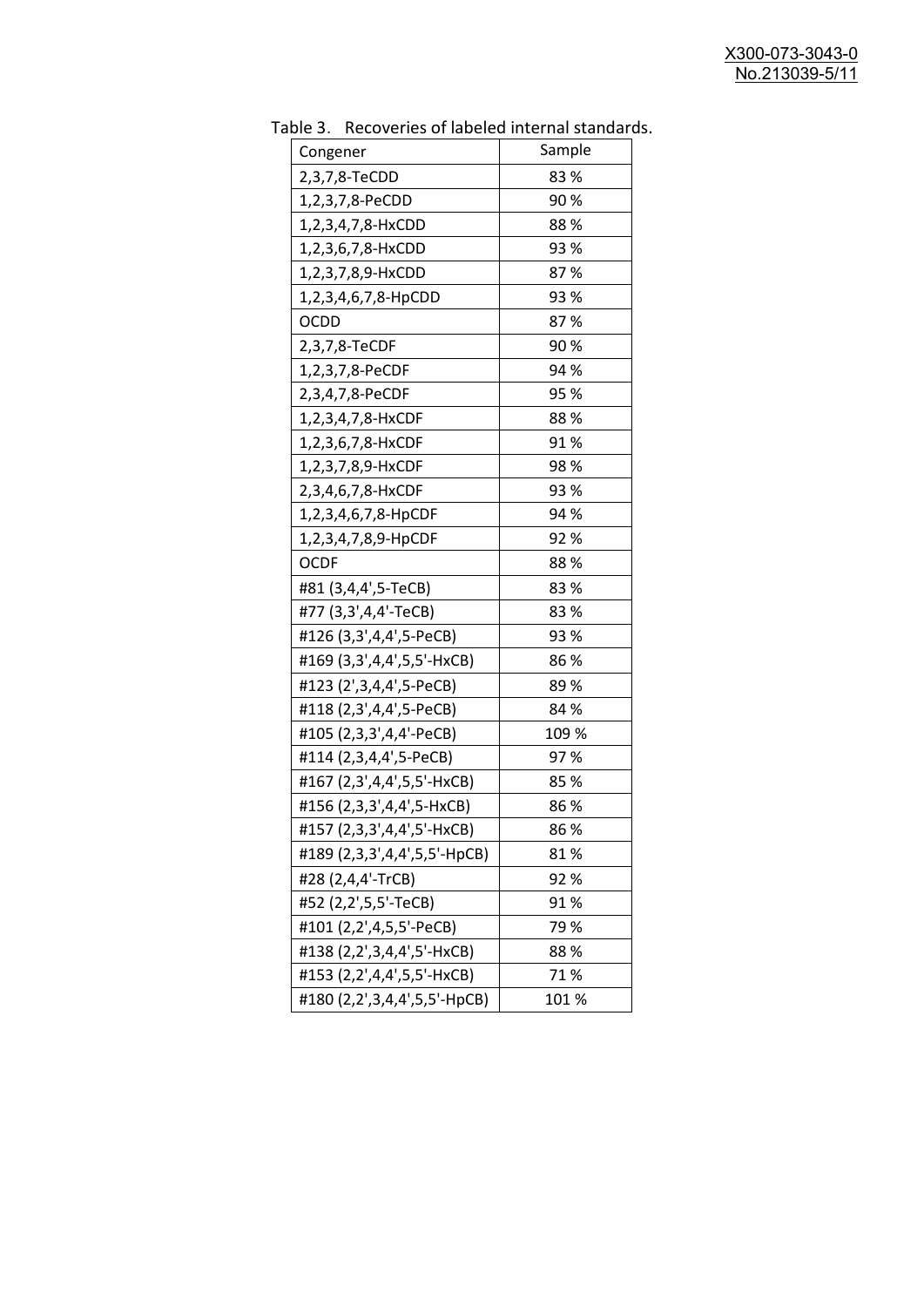Table 3. Recoveries of labeled internal standards.

| Congener | Sample |
|---|---|
| 2,3,7,8-TeCDD | 83 % |
| 1,2,3,7,8-PeCDD | 90 % |
| 1,2,3,4,7,8-HxCDD | 88 % |
| 1,2,3,6,7,8-HxCDD | 93 % |
| 1,2,3,7,8,9-HxCDD | 87 % |
| 1,2,3,4,6,7,8-HpCDD | 93 % |
| OCDD | 87 % |
| 2,3,7,8-TeCDF | 90 % |
| 1,2,3,7,8-PeCDF | 94 % |
| 2,3,4,7,8-PeCDF | 95 % |
| 1,2,3,4,7,8-HxCDF | 88 % |
| 1,2,3,6,7,8-HxCDF | 91 % |
| 1,2,3,7,8,9-HxCDF | 98 % |
| 2,3,4,6,7,8-HxCDF | 93 % |
| 1,2,3,4,6,7,8-HpCDF | 94 % |
| 1,2,3,4,7,8,9-HpCDF | 92 % |
| OCDF | 88 % |
| #81 (3,4,4',5-TeCB) | 83 % |
| #77 (3,3',4,4'-TeCB) | 83 % |
| #126 (3,3',4,4',5-PeCB) | 93 % |
| #169 (3,3',4,4',5,5'-HxCB) | 86 % |
| #123 (2',3,4,4',5-PeCB) | 89 % |
| #118 (2,3',4,4',5-PeCB) | 84 % |
| #105 (2,3,3',4,4'-PeCB) | 109 % |
| #114 (2,3,4,4',5-PeCB) | 97 % |
| #167 (2,3',4,4',5,5'-HxCB) | 85 % |
| #156 (2,3,3',4,4',5-HxCB) | 86 % |
| #157 (2,3,3',4,4',5'-HxCB) | 86 % |
| #189 (2,3,3',4,4',5,5'-HpCB) | 81 % |
| #28 (2,4,4'-TrCB) | 92 % |
| #52 (2,2',5,5'-TeCB) | 91 % |
| #101 (2,2',4,5,5'-PeCB) | 79 % |
| #138 (2,2',3,4,4',5'-HxCB) | 88 % |
| #153 (2,2',4,4',5,5'-HxCB) | 71 % |
| #180 (2,2',3,4,4',5,5'-HpCB) | 101 % |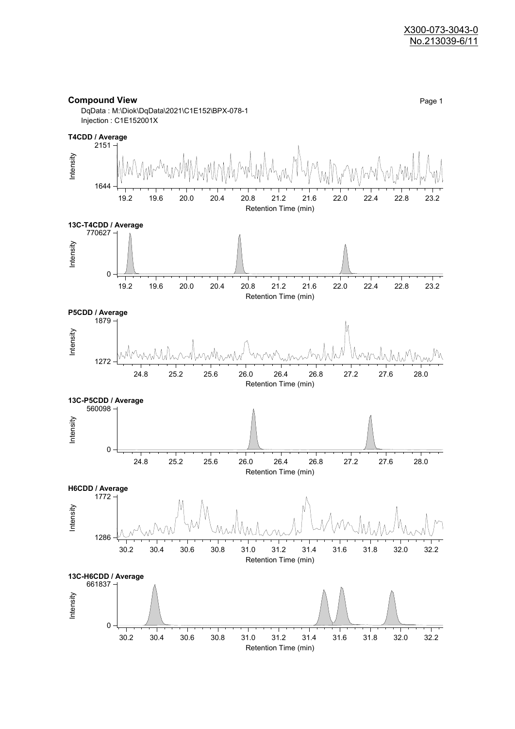X300-073-3043-0
No.213039-6/11

## Compound View

DqData : M:\Diok\DqData\2021\C1E152\BPX-078-1
Injection : C1E152001X

**T4CDD / Average**

Intensity: 1644 – 2151
Retention Time (min): 19.2, 19.6, 20.0, 20.4, 20.8, 21.2, 21.6, 22.0, 22.4, 22.8, 23.2

**13C-T4CDD / Average**

Intensity: 0 – 770627
Retention Time (min): 19.2, 19.6, 20.0, 20.4, 20.8, 21.2, 21.6, 22.0, 22.4, 22.8, 23.2

**P5CDD / Average**

Intensity: 1272 – 1879
Retention Time (min): 24.8, 25.2, 25.6, 26.0, 26.4, 26.8, 27.2, 27.6, 28.0

**13C-P5CDD / Average**

Intensity: 0 – 560098
Retention Time (min): 24.8, 25.2, 25.6, 26.0, 26.4, 26.8, 27.2, 27.6, 28.0

**H6CDD / Average**

Intensity: 1286 – 1772
Retention Time (min): 30.2, 30.4, 30.6, 30.8, 31.0, 31.2, 31.4, 31.6, 31.8, 32.0, 32.2

**13C-H6CDD / Average**

Intensity: 0 – 661837
Retention Time (min): 30.2, 30.4, 30.6, 30.8, 31.0, 31.2, 31.4, 31.6, 31.8, 32.0, 32.2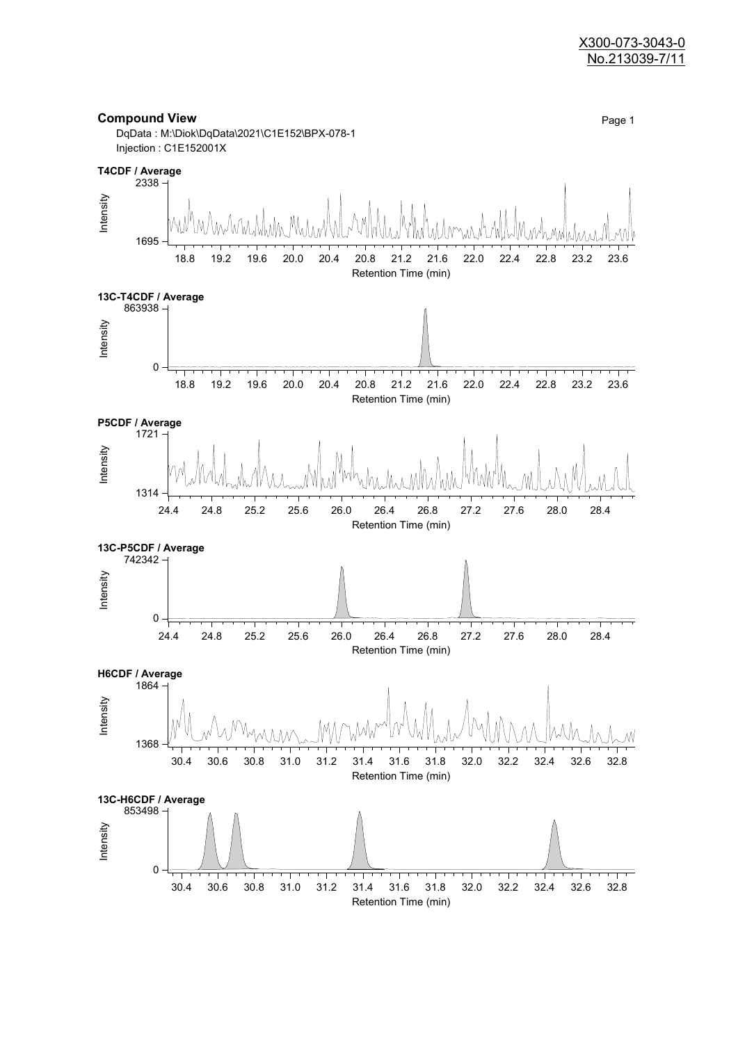X300-073-3043-0
No.213039-7/11

## Compound View

DqData : M:\Diok\DqData\2021\C1E152\BPX-078-1
Injection : C1E152001X

**T4CDF / Average**

Intensity: 1695 – 2338
Retention Time (min): 18.8, 19.2, 19.6, 20.0, 20.4, 20.8, 21.2, 21.6, 22.0, 22.4, 22.8, 23.2, 23.6

**13C-T4CDF / Average**

Intensity: 0 – 863938
Retention Time (min): 18.8, 19.2, 19.6, 20.0, 20.4, 20.8, 21.2, 21.6, 22.0, 22.4, 22.8, 23.2, 23.6

**P5CDF / Average**

Intensity: 1314 – 1721
Retention Time (min): 24.4, 24.8, 25.2, 25.6, 26.0, 26.4, 26.8, 27.2, 27.6, 28.0, 28.4

**13C-P5CDF / Average**

Intensity: 0 – 742342
Retention Time (min): 24.4, 24.8, 25.2, 25.6, 26.0, 26.4, 26.8, 27.2, 27.6, 28.0, 28.4

**H6CDF / Average**

Intensity: 1368 – 1864
Retention Time (min): 30.4, 30.6, 30.8, 31.0, 31.2, 31.4, 31.6, 31.8, 32.0, 32.2, 32.4, 32.6, 32.8

**13C-H6CDF / Average**

Intensity: 0 – 853498
Retention Time (min): 30.4, 30.6, 30.8, 31.0, 31.2, 31.4, 31.6, 31.8, 32.0, 32.2, 32.4, 32.6, 32.8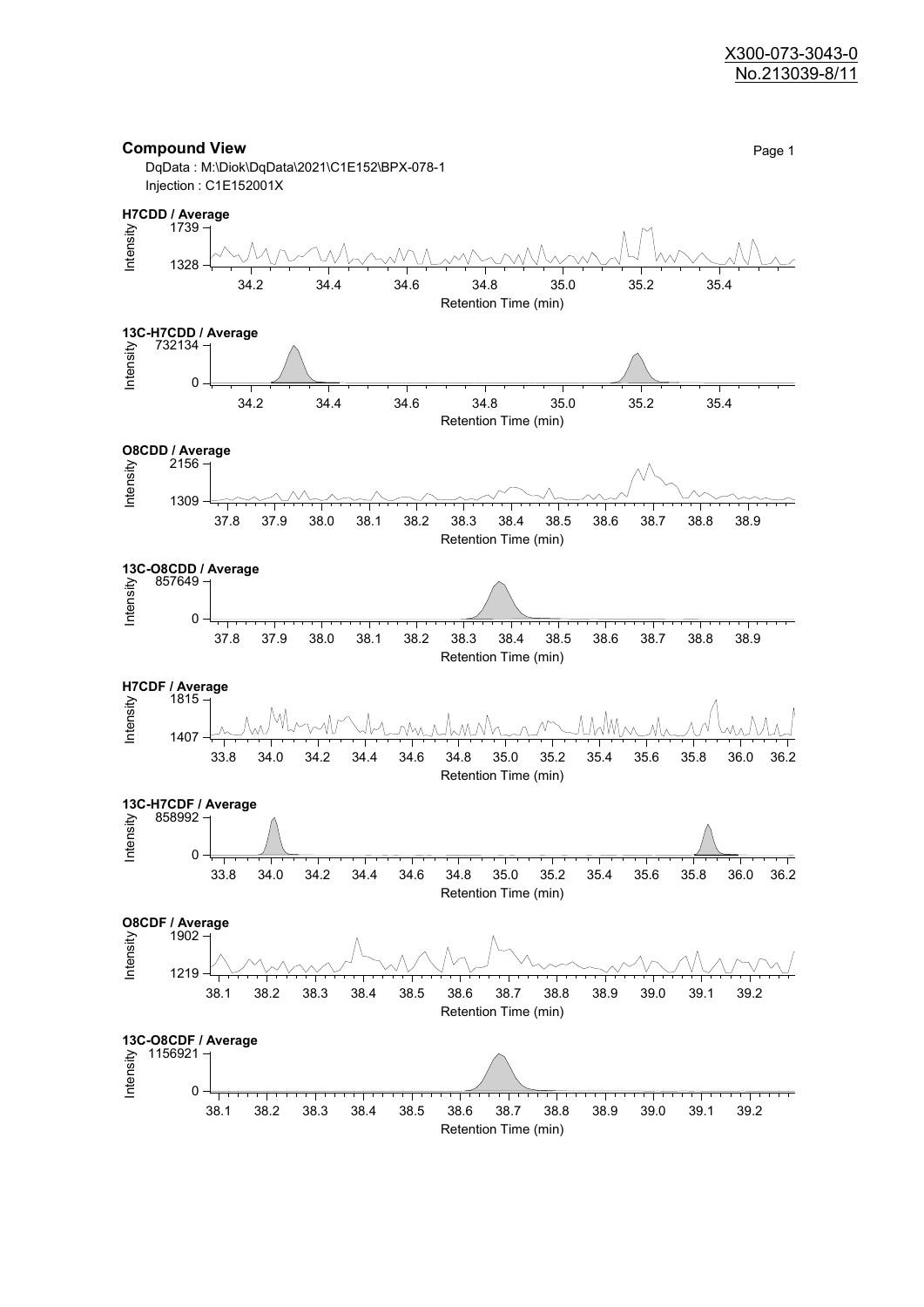## Compound View

DqData : M:\Diok\DqData\2021\C1E152\BPX-078-1

Injection : C1E152001X

**H7CDD / Average**

Intensity: 1739 – 1328

Retention Time (min): 34.2, 34.4, 34.6, 34.8, 35.0, 35.2, 35.4

**13C-H7CDD / Average**

Intensity: 732134 – 0

Retention Time (min): 34.2, 34.4, 34.6, 34.8, 35.0, 35.2, 35.4

**O8CDD / Average**

Intensity: 2156 – 1309

Retention Time (min): 37.8, 37.9, 38.0, 38.1, 38.2, 38.3, 38.4, 38.5, 38.6, 38.7, 38.8, 38.9

**13C-O8CDD / Average**

Intensity: 857649 – 0

Retention Time (min): 37.8, 37.9, 38.0, 38.1, 38.2, 38.3, 38.4, 38.5, 38.6, 38.7, 38.8, 38.9

**H7CDF / Average**

Intensity: 1815 – 1407

Retention Time (min): 33.8, 34.0, 34.2, 34.4, 34.6, 34.8, 35.0, 35.2, 35.4, 35.6, 35.8, 36.0, 36.2

**13C-H7CDF / Average**

Intensity: 858992 – 0

Retention Time (min): 33.8, 34.0, 34.2, 34.4, 34.6, 34.8, 35.0, 35.2, 35.4, 35.6, 35.8, 36.0, 36.2

**O8CDF / Average**

Intensity: 1902 – 1219

Retention Time (min): 38.1, 38.2, 38.3, 38.4, 38.5, 38.6, 38.7, 38.8, 38.9, 39.0, 39.1, 39.2

**13C-O8CDF / Average**

Intensity: 1156921 – 0

Retention Time (min): 38.1, 38.2, 38.3, 38.4, 38.5, 38.6, 38.7, 38.8, 38.9, 39.0, 39.1, 39.2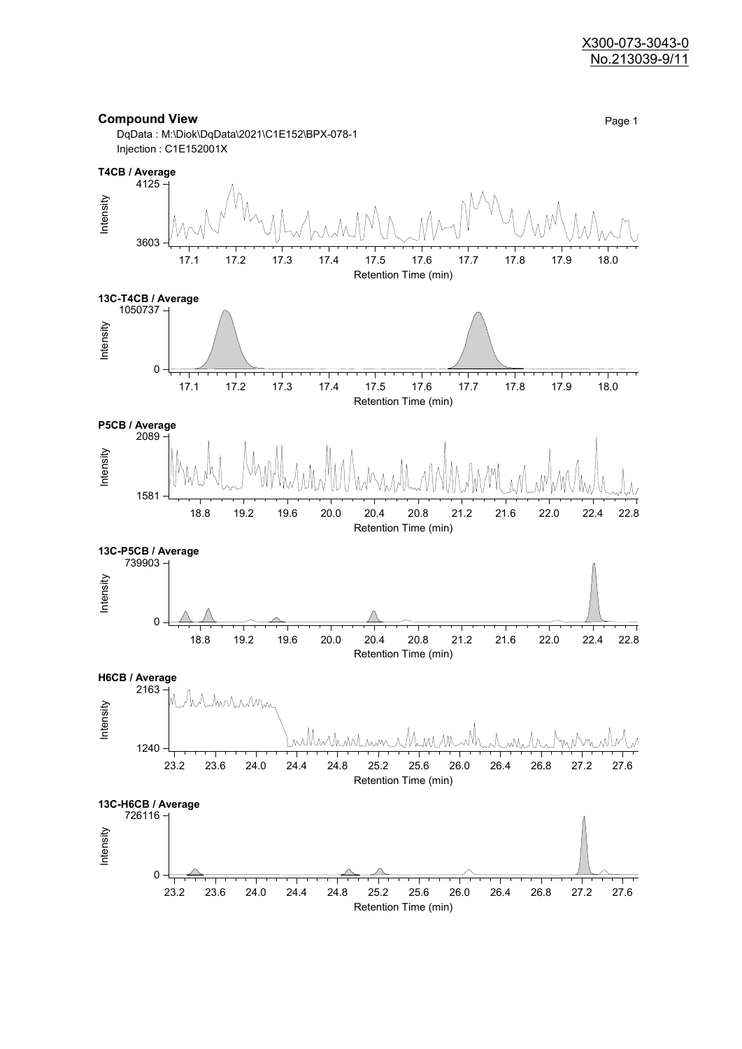X300-073-3043-0
No.213039-9/11

## Compound View

DqData : M:\Diok\DqData\2021\C1E152\BPX-078-1
Injection : C1E152001X

**T4CB / Average**

Intensity: 3603 – 4125
Retention Time (min): 17.1, 17.2, 17.3, 17.4, 17.5, 17.6, 17.7, 17.8, 17.9, 18.0

**13C-T4CB / Average**

Intensity: 0 – 1050737
Retention Time (min): 17.1, 17.2, 17.3, 17.4, 17.5, 17.6, 17.7, 17.8, 17.9, 18.0

**P5CB / Average**

Intensity: 1581 – 2089
Retention Time (min): 18.8, 19.2, 19.6, 20.0, 20.4, 20.8, 21.2, 21.6, 22.0, 22.4, 22.8

**13C-P5CB / Average**

Intensity: 0 – 739903
Retention Time (min): 18.8, 19.2, 19.6, 20.0, 20.4, 20.8, 21.2, 21.6, 22.0, 22.4, 22.8

**H6CB / Average**

Intensity: 1240 – 2163
Retention Time (min): 23.2, 23.6, 24.0, 24.4, 24.8, 25.2, 25.6, 26.0, 26.4, 26.8, 27.2, 27.6

**13C-H6CB / Average**

Intensity: 0 – 726116
Retention Time (min): 23.2, 23.6, 24.0, 24.4, 24.8, 25.2, 25.6, 26.0, 26.4, 26.8, 27.2, 27.6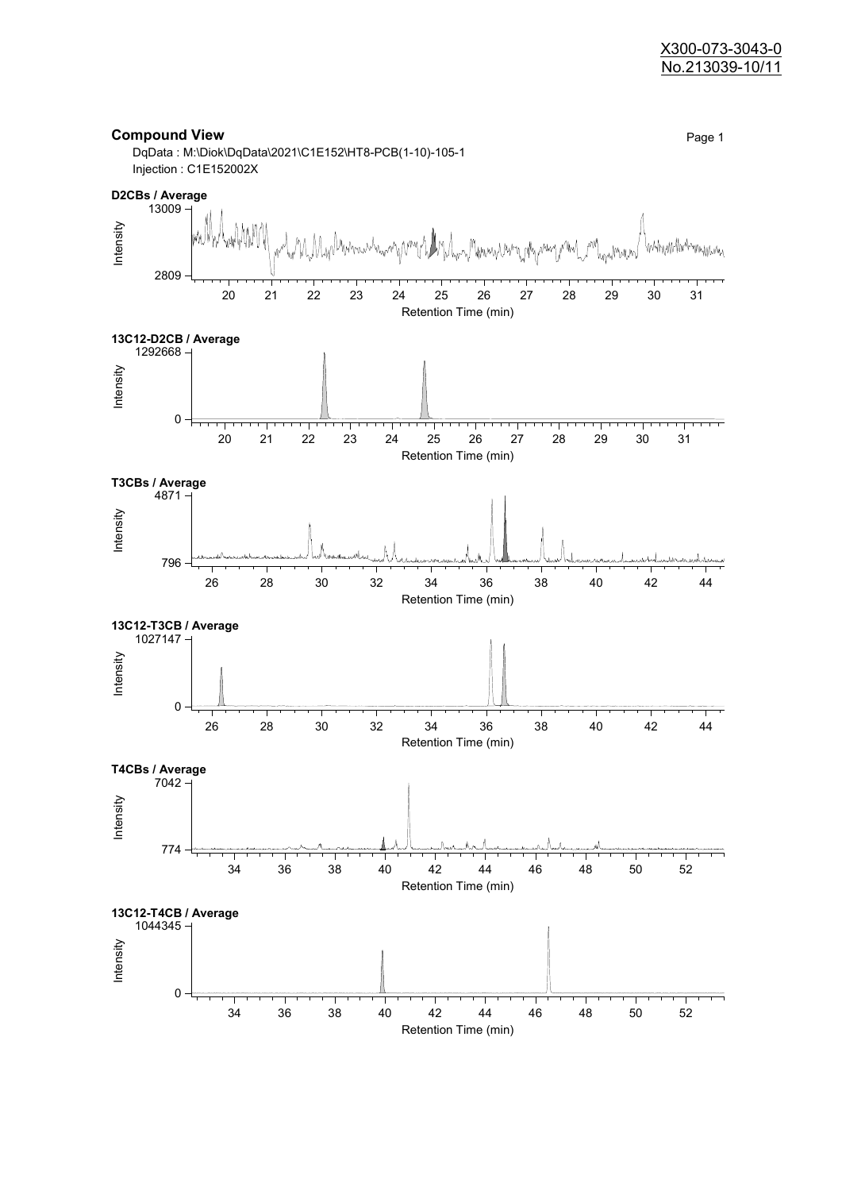X300-073-3043-0
No.213039-10/11

## Compound View

DqData : M:\Diok\DqData\2021\C1E152\HT8-PCB(1-10)-105-1
Injection : C1E152002X

**D2CBs / Average**

Intensity: 2809 – 13009
Retention Time (min): 20 – 31

**13C12-D2CB / Average**

Intensity: 0 – 1292668
Retention Time (min): 20 – 31

**T3CBs / Average**

Intensity: 796 – 4871
Retention Time (min): 26 – 44

**13C12-T3CB / Average**

Intensity: 0 – 1027147
Retention Time (min): 26 – 44

**T4CBs / Average**

Intensity: 774 – 7042
Retention Time (min): 34 – 52

**13C12-T4CB / Average**

Intensity: 0 – 1044345
Retention Time (min): 34 – 52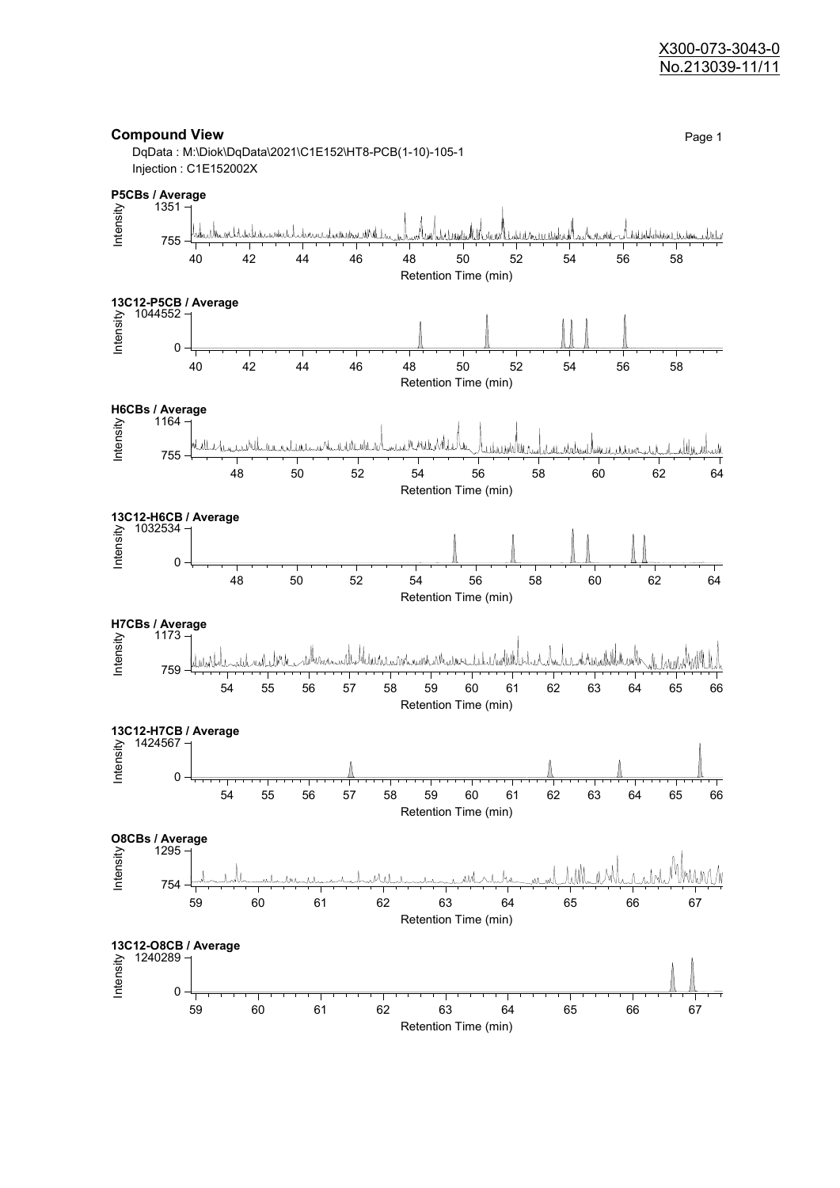X300-073-3043-0
No.213039-11/11

## Compound View

Page 1

DqData : M:\Diok\DqData\2021\C1E152\HT8-PCB(1-10)-105-1
Injection : C1E152002X

**P5CBs / Average**

Intensity
1351
755
40 42 44 46 48 50 52 54 56 58
Retention Time (min)

**13C12-P5CB / Average**

Intensity
1044552
0
40 42 44 46 48 50 52 54 56 58
Retention Time (min)

**H6CBs / Average**

Intensity
1164
755
48 50 52 54 56 58 60 62 64
Retention Time (min)

**13C12-H6CB / Average**

Intensity
1032534
0
48 50 52 54 56 58 60 62 64
Retention Time (min)

**H7CBs / Average**

Intensity
1173
759
54 55 56 57 58 59 60 61 62 63 64 65 66
Retention Time (min)

**13C12-H7CB / Average**

Intensity
1424567
0
54 55 56 57 58 59 60 61 62 63 64 65 66
Retention Time (min)

**O8CBs / Average**

Intensity
1295
754
59 60 61 62 63 64 65 66 67
Retention Time (min)

**13C12-O8CB / Average**

Intensity
1240289
0
59 60 61 62 63 64 65 66 67
Retention Time (min)